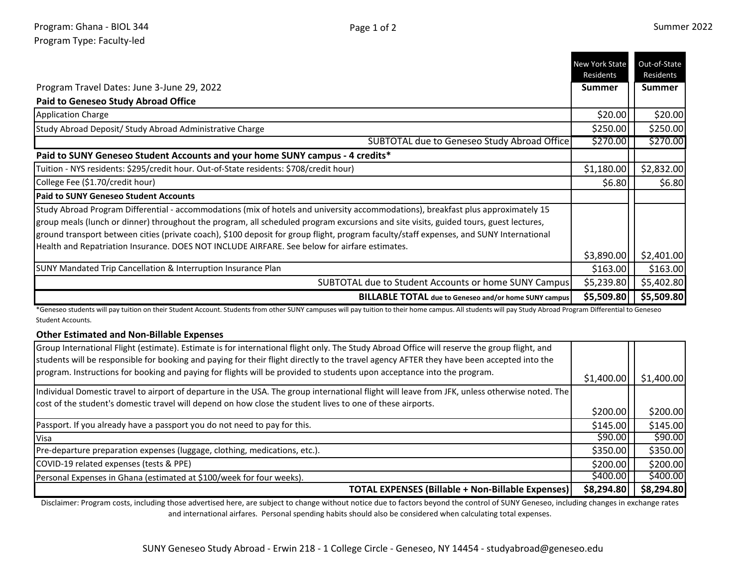Program: Ghana - BIOL 344
Program Type: Faculty-led

Summer 2022

| Program Travel Dates: June 3-June 29, 2022 | New York State Residents Summer | Out-of-State Residents Summer |
|---|---|---|
| **Paid to Geneseo Study Abroad Office** | | |
| Application Charge | $20.00 | $20.00 |
| Study Abroad Deposit/ Study Abroad Administrative Charge | $250.00 | $250.00 |
| SUBTOTAL due to Geneseo Study Abroad Office | $270.00 | $270.00 |
| **Paid to SUNY Geneseo Student Accounts and your home SUNY campus - 4 credits*** | | |
| Tuition - NYS residents: $295/credit hour. Out-of-State residents: $708/credit hour) | $1,180.00 | $2,832.00 |
| College Fee ($1.70/credit hour) | $6.80 | $6.80 |
| **Paid to SUNY Geneseo Student Accounts** | | |
| Study Abroad Program Differential - accommodations (mix of hotels and university accommodations), breakfast plus approximately 15 group meals (lunch or dinner) throughout the program, all scheduled program excursions and site visits, guided tours, guest lectures, ground transport between cities (private coach), $100 deposit for group flight, program faculty/staff expenses, and SUNY International Health and Repatriation Insurance. DOES NOT INCLUDE AIRFARE. See below for airfare estimates. | $3,890.00 | $2,401.00 |
| SUNY Mandated Trip Cancellation & Interruption Insurance Plan | $163.00 | $163.00 |
| SUBTOTAL due to Student Accounts or home SUNY Campus | $5,239.80 | $5,402.80 |
| **BILLABLE TOTAL** due to Geneseo and/or home SUNY campus | **$5,509.80** | **$5,509.80** |

*Geneseo students will pay tuition on their Student Account. Students from other SUNY campuses will pay tuition to their home campus. All students will pay Study Abroad Program Differential to Geneseo Student Accounts.

**Other Estimated and Non-Billable Expenses**

| | New York State Residents Summer | Out-of-State Residents Summer |
|---|---|---|
| Group International Flight (estimate). Estimate is for international flight only. The Study Abroad Office will reserve the group flight, and students will be responsible for booking and paying for their flight directly to the travel agency AFTER they have been accepted into the program. Instructions for booking and paying for flights will be provided to students upon acceptance into the program. | $1,400.00 | $1,400.00 |
| Individual Domestic travel to airport of departure in the USA. The group international flight will leave from JFK, unless otherwise noted. The cost of the student's domestic travel will depend on how close the student lives to one of these airports. | $200.00 | $200.00 |
| Passport. If you already have a passport you do not need to pay for this. | $145.00 | $145.00 |
| Visa | $90.00 | $90.00 |
| Pre-departure preparation expenses (luggage, clothing, medications, etc.). | $350.00 | $350.00 |
| COVID-19 related expenses (tests & PPE) | $200.00 | $200.00 |
| Personal Expenses in Ghana (estimated at $100/week for four weeks). | $400.00 | $400.00 |
| **TOTAL EXPENSES (Billable + Non-Billable Expenses)** | **$8,294.80** | **$8,294.80** |

Disclaimer: Program costs, including those advertised here, are subject to change without notice due to factors beyond the control of SUNY Geneseo, including changes in exchange rates and international airfares. Personal spending habits should also be considered when calculating total expenses.

SUNY Geneseo Study Abroad - Erwin 218 - 1 College Circle - Geneseo, NY 14454 - studyabroad@geneseo.edu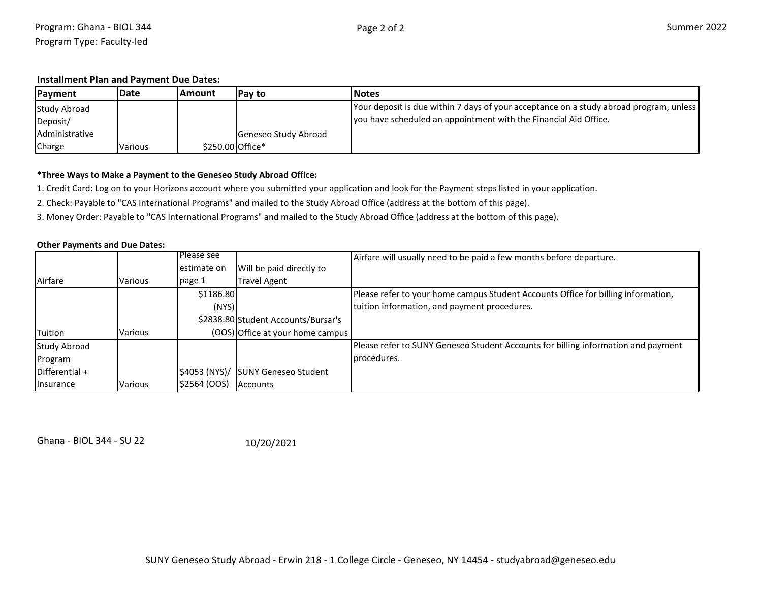**Installment Plan and Payment Due Dates:**

| Payment | Date | Amount | Pay to | Notes |
|---|---|---|---|---|
| Study Abroad Deposit/ Administrative Charge | Various | $250.00 | Geneseo Study Abroad Office* | Your deposit is due within 7 days of your acceptance on a study abroad program, unless you have scheduled an appointment with the Financial Aid Office. |

**\*Three Ways to Make a Payment to the Geneseo Study Abroad Office:**

1. Credit Card: Log on to your Horizons account where you submitted your application and look for the Payment steps listed in your application.
2. Check: Payable to "CAS International Programs" and mailed to the Study Abroad Office (address at the bottom of this page).
3. Money Order: Payable to "CAS International Programs" and mailed to the Study Abroad Office (address at the bottom of this page).

**Other Payments and Due Dates:**

| | | | | |
|---|---|---|---|---|
| Airfare | Various | Please see estimate on page 1 | Will be paid directly to Travel Agent | Airfare will usually need to be paid a few months before departure. |
| Tuition | Various | $1186.80 (NYS) $2838.80 (OOS) | Student Accounts/Bursar's Office at your home campus | Please refer to your home campus Student Accounts Office for billing information, tuition information, and payment procedures. |
| Study Abroad Program Differential + Insurance | Various | $4053 (NYS)/ $2564 (OOS) | SUNY Geneseo Student Accounts | Please refer to SUNY Geneseo Student Accounts for billing information and payment procedures. |

Ghana - BIOL 344 - SU 22 10/20/2021

SUNY Geneseo Study Abroad - Erwin 218 - 1 College Circle - Geneseo, NY 14454 - studyabroad@geneseo.edu